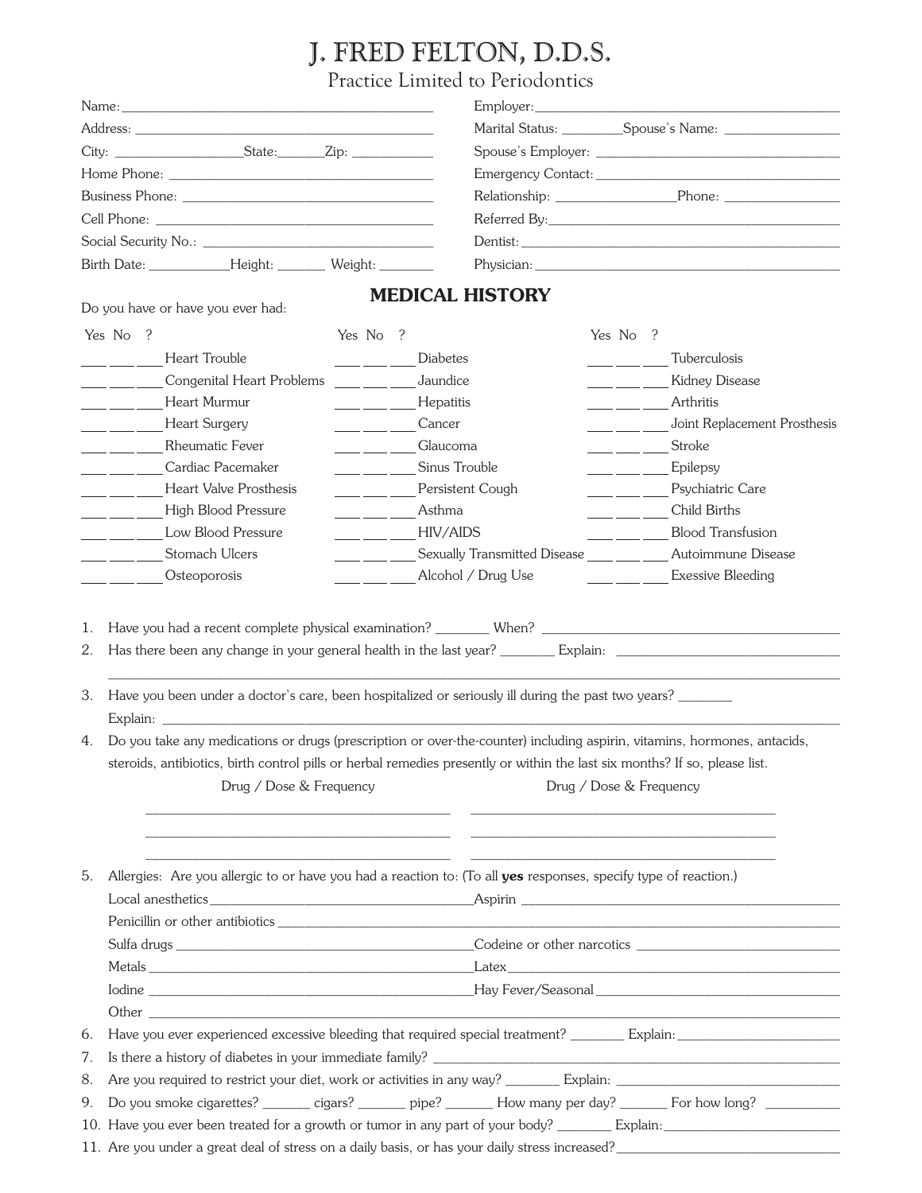# J. FRED FELTON, D.D.S.

Practice Limited to Periodontics

Name: ____________________________________________

Address: ____________________________________________

City: __________________ State: _______ Zip: ____________

Home Phone: ____________________________________________

Business Phone: ____________________________________________

Cell Phone: ____________________________________________

Social Security No.: ____________________________________________

Birth Date: ____________ Height: _______ Weight: ________

Employer: ____________________________________________

Marital Status: _________ Spouse's Name: _________________

Spouse's Employer: ____________________________________________

Emergency Contact: ____________________________________________

Relationship: _________________ Phone: _________________

Referred By: ____________________________________________

Dentist: ____________________________________________

Physician: ____________________________________________

## MEDICAL HISTORY

Do you have or have you ever had:

| Yes | No | ? | | Yes | No | ? | | Yes | No | ? | |
|---|---|---|---|---|---|---|---|---|---|---|---|
| ___ | ___ | ___ | Heart Trouble | ___ | ___ | ___ | Diabetes | ___ | ___ | ___ | Tuberculosis |
| ___ | ___ | ___ | Congenital Heart Problems | ___ | ___ | ___ | Jaundice | ___ | ___ | ___ | Kidney Disease |
| ___ | ___ | ___ | Heart Murmur | ___ | ___ | ___ | Hepatitis | ___ | ___ | ___ | Arthritis |
| ___ | ___ | ___ | Heart Surgery | ___ | ___ | ___ | Cancer | ___ | ___ | ___ | Joint Replacement Prosthesis |
| ___ | ___ | ___ | Rheumatic Fever | ___ | ___ | ___ | Glaucoma | ___ | ___ | ___ | Stroke |
| ___ | ___ | ___ | Cardiac Pacemaker | ___ | ___ | ___ | Sinus Trouble | ___ | ___ | ___ | Epilepsy |
| ___ | ___ | ___ | Heart Valve Prosthesis | ___ | ___ | ___ | Persistent Cough | ___ | ___ | ___ | Psychiatric Care |
| ___ | ___ | ___ | High Blood Pressure | ___ | ___ | ___ | Asthma | ___ | ___ | ___ | Child Births |
| ___ | ___ | ___ | Low Blood Pressure | ___ | ___ | ___ | HIV/AIDS | ___ | ___ | ___ | Blood Transfusion |
| ___ | ___ | ___ | Stomach Ulcers | ___ | ___ | ___ | Sexually Transmitted Disease | ___ | ___ | ___ | Autoimmune Disease |
| ___ | ___ | ___ | Osteoporosis | ___ | ___ | ___ | Alcohol / Drug Use | ___ | ___ | ___ | Exessive Bleeding |

1. Have you had a recent complete physical examination? ________ When? ____________________________________________
2. Has there been any change in your general health in the last year? ________ Explain: ________________________________

   ____________________________________________________________________________________________
3. Have you been under a doctor's care, been hospitalized or seriously ill during the past two years? ________

   Explain: ____________________________________________________________________________________________
4. Do you take any medications or drugs (prescription or over-the-counter) including aspirin, vitamins, hormones, antacids, steroids, antibiotics, birth control pills or herbal remedies presently or within the last six months? If so, please list.

| Drug / Dose & Frequency | Drug / Dose & Frequency |
|---|---|
| ____________________________________________ | ____________________________________________ |
| ____________________________________________ | ____________________________________________ |
| ____________________________________________ | ____________________________________________ |

5. Allergies: Are you allergic to or have you had a reaction to: (To all **yes** responses, specify type of reaction.)

   Local anesthetics ______________________________________ Aspirin ______________________________________

   Penicillin or other antibiotics ____________________________________________________________________________

   Sulfa drugs ______________________________________ Codeine or other narcotics ______________________________

   Metals ______________________________________ Latex ______________________________________

   Iodine ______________________________________ Hay Fever/Seasonal ______________________________________

   Other ____________________________________________________________________________________________
6. Have you ever experienced excessive bleeding that required special treatment? ________ Explain: ________________________
7. Is there a history of diabetes in your immediate family? ____________________________________________________________
8. Are you required to restrict your diet, work or activities in any way? ________ Explain: ____________________________________
9. Do you smoke cigarettes? _______ cigars? _______ pipe? _______ How many per day? _______ For how long? ___________
10. Have you ever been treated for a growth or tumor in any part of your body? ________ Explain: ________________________
11. Are you under a great deal of stress on a daily basis, or has your daily stress increased? ________________________________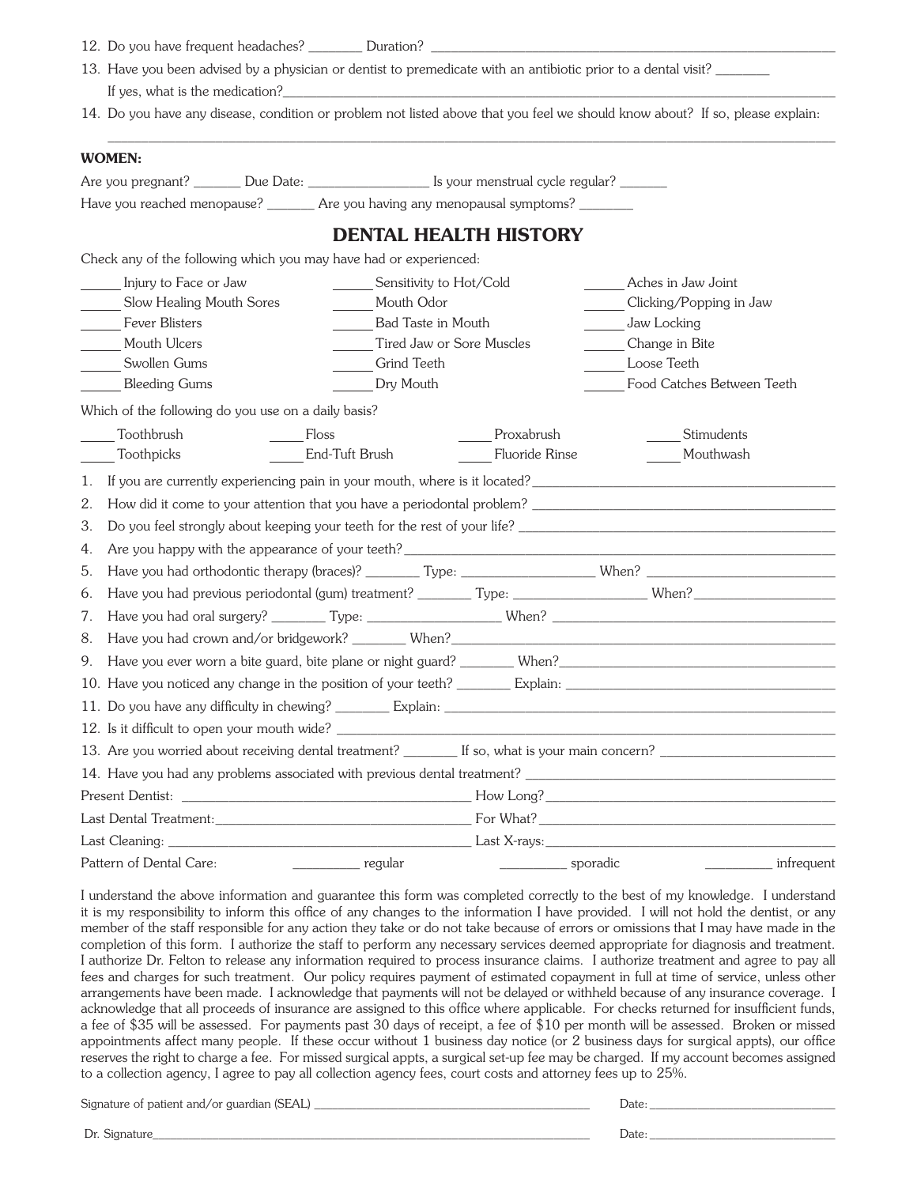12. Do you have frequent headaches? _______ Duration? _______________________________________________
13. Have you been advised by a physician or dentist to premedicate with an antibiotic prior to a dental visit? _______
    If yes, what is the medication?_______________________________________________
14. Do you have any disease, condition or problem not listed above that you feel we should know about? If so, please explain:
    _______________________________________________

**WOMEN:**

Are you pregnant? _______ Due Date: _________________ Is your menstrual cycle regular? _______

Have you reached menopause? _______ Are you having any menopausal symptoms? _______

## DENTAL HEALTH HISTORY

Check any of the following which you may have had or experienced:

| | | |
|---|---|---|
| _____ Injury to Face or Jaw | _____ Sensitivity to Hot/Cold | _____ Aches in Jaw Joint |
| _____ Slow Healing Mouth Sores | _____ Mouth Odor | _____ Clicking/Popping in Jaw |
| _____ Fever Blisters | _____ Bad Taste in Mouth | _____ Jaw Locking |
| _____ Mouth Ulcers | _____ Tired Jaw or Sore Muscles | _____ Change in Bite |
| _____ Swollen Gums | _____ Grind Teeth | _____ Loose Teeth |
| _____ Bleeding Gums | _____ Dry Mouth | _____ Food Catches Between Teeth |

Which of the following do you use on a daily basis?

| | | | |
|---|---|---|---|
| _____ Toothbrush | _____ Floss | _____ Proxabrush | _____ Stimudents |
| _____ Toothpicks | _____ End-Tuft Brush | _____ Fluoride Rinse | _____ Mouthwash |

1. If you are currently experiencing pain in your mouth, where is it located?_______________________________________________
2. How did it come to your attention that you have a periodontal problem? _______________________________________________
3. Do you feel strongly about keeping your teeth for the rest of your life? _______________________________________________
4. Are you happy with the appearance of your teeth?_______________________________________________
5. Have you had orthodontic therapy (braces)? _______ Type: __________________ When? __________________
6. Have you had previous periodontal (gum) treatment? _______ Type: __________________ When?__________________
7. Have you had oral surgery? _______ Type: __________________ When? __________________
8. Have you had crown and/or bridgework? _______ When?_______________________________________________
9. Have you ever worn a bite guard, bite plane or night guard? _______ When?_______________________________________________
10. Have you noticed any change in the position of your teeth? _______ Explain: _______________________________________________
11. Do you have any difficulty in chewing? _______ Explain: _______________________________________________
12. Is it difficult to open your mouth wide? _______________________________________________
13. Are you worried about receiving dental treatment? _______ If so, what is your main concern? __________________
14. Have you had any problems associated with previous dental treatment? _______________________________________________

Present Dentist: ______________________________ How Long?______________________________

Last Dental Treatment:______________________________ For What?______________________________

Last Cleaning: ______________________________ Last X-rays:______________________________

Pattern of Dental Care: _________ regular _________ sporadic _________ infrequent

I understand the above information and guarantee this form was completed correctly to the best of my knowledge. I understand it is my responsibility to inform this office of any changes to the information I have provided. I will not hold the dentist, or any member of the staff responsible for any action they take or do not take because of errors or omissions that I may have made in the completion of this form. I authorize the staff to perform any necessary services deemed appropriate for diagnosis and treatment. I authorize Dr. Felton to release any information required to process insurance claims. I authorize treatment and agree to pay all fees and charges for such treatment. Our policy requires payment of estimated copayment in full at time of service, unless other arrangements have been made. I acknowledge that payments will not be delayed or withheld because of any insurance coverage. I acknowledge that all proceeds of insurance are assigned to this office where applicable. For checks returned for insufficient funds, a fee of $35 will be assessed. For payments past 30 days of receipt, a fee of $10 per month will be assessed. Broken or missed appointments affect many people. If these occur without 1 business day notice (or 2 business days for surgical appts), our office reserves the right to charge a fee. For missed surgical appts, a surgical set-up fee may be charged. If my account becomes assigned to a collection agency, I agree to pay all collection agency fees, court costs and attorney fees up to 25%.

Signature of patient and/or guardian (SEAL) ______________________________ Date:______________________________

Dr. Signature______________________________ Date:______________________________